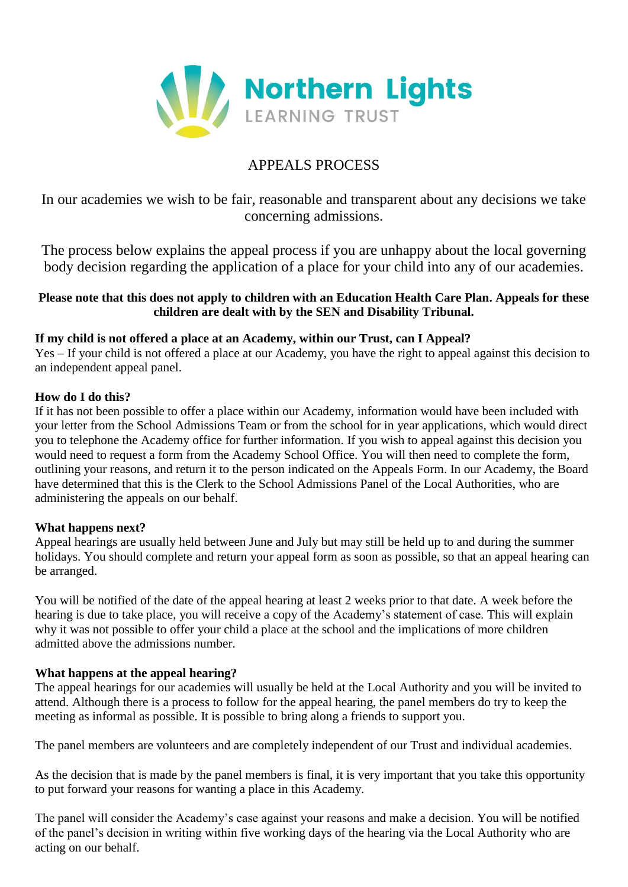Northern Lights
LEARNING TRUST

# APPEALS PROCESS

In our academies we wish to be fair, reasonable and transparent about any decisions we take concerning admissions.

The process below explains the appeal process if you are unhappy about the local governing body decision regarding the application of a place for your child into any of our academies.

**Please note that this does not apply to children with an Education Health Care Plan. Appeals for these children are dealt with by the SEN and Disability Tribunal.**

**If my child is not offered a place at an Academy, within our Trust, can I Appeal?**
Yes – If your child is not offered a place at our Academy, you have the right to appeal against this decision to an independent appeal panel.

**How do I do this?**
If it has not been possible to offer a place within our Academy, information would have been included with your letter from the School Admissions Team or from the school for in year applications, which would direct you to telephone the Academy office for further information. If you wish to appeal against this decision you would need to request a form from the Academy School Office. You will then need to complete the form, outlining your reasons, and return it to the person indicated on the Appeals Form. In our Academy, the Board have determined that this is the Clerk to the School Admissions Panel of the Local Authorities, who are administering the appeals on our behalf.

**What happens next?**
Appeal hearings are usually held between June and July but may still be held up to and during the summer holidays. You should complete and return your appeal form as soon as possible, so that an appeal hearing can be arranged.

You will be notified of the date of the appeal hearing at least 2 weeks prior to that date. A week before the hearing is due to take place, you will receive a copy of the Academy's statement of case. This will explain why it was not possible to offer your child a place at the school and the implications of more children admitted above the admissions number.

**What happens at the appeal hearing?**
The appeal hearings for our academies will usually be held at the Local Authority and you will be invited to attend. Although there is a process to follow for the appeal hearing, the panel members do try to keep the meeting as informal as possible. It is possible to bring along a friends to support you.

The panel members are volunteers and are completely independent of our Trust and individual academies.

As the decision that is made by the panel members is final, it is very important that you take this opportunity to put forward your reasons for wanting a place in this Academy.

The panel will consider the Academy's case against your reasons and make a decision. You will be notified of the panel's decision in writing within five working days of the hearing via the Local Authority who are acting on our behalf.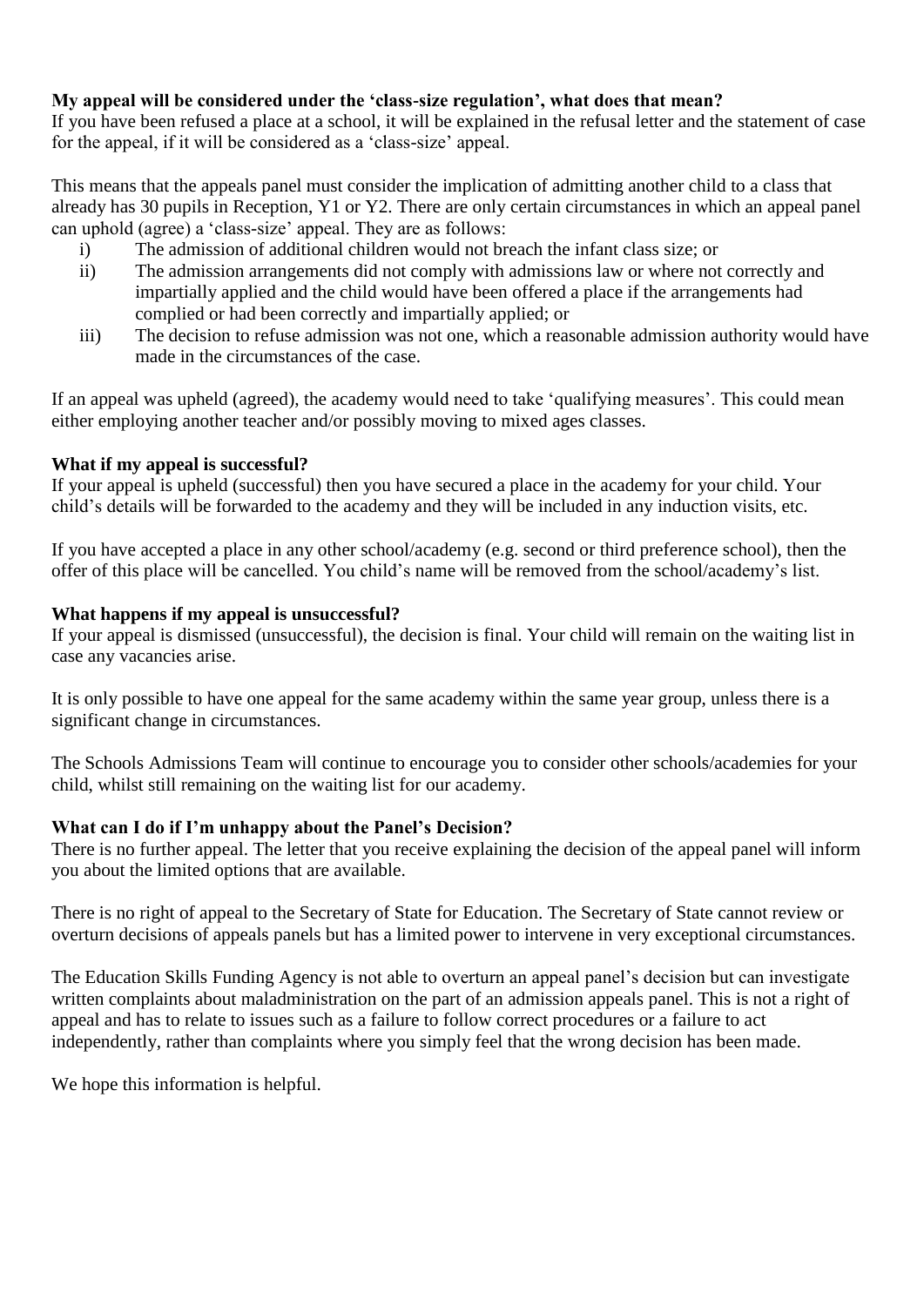**My appeal will be considered under the 'class-size regulation', what does that mean?**
If you have been refused a place at a school, it will be explained in the refusal letter and the statement of case for the appeal, if it will be considered as a 'class-size' appeal.

This means that the appeals panel must consider the implication of admitting another child to a class that already has 30 pupils in Reception, Y1 or Y2. There are only certain circumstances in which an appeal panel can uphold (agree) a 'class-size' appeal. They are as follows:

i) The admission of additional children would not breach the infant class size; or
ii) The admission arrangements did not comply with admissions law or where not correctly and impartially applied and the child would have been offered a place if the arrangements had complied or had been correctly and impartially applied; or
iii) The decision to refuse admission was not one, which a reasonable admission authority would have made in the circumstances of the case.

If an appeal was upheld (agreed), the academy would need to take 'qualifying measures'. This could mean either employing another teacher and/or possibly moving to mixed ages classes.

**What if my appeal is successful?**
If your appeal is upheld (successful) then you have secured a place in the academy for your child. Your child's details will be forwarded to the academy and they will be included in any induction visits, etc.

If you have accepted a place in any other school/academy (e.g. second or third preference school), then the offer of this place will be cancelled. You child's name will be removed from the school/academy's list.

**What happens if my appeal is unsuccessful?**
If your appeal is dismissed (unsuccessful), the decision is final. Your child will remain on the waiting list in case any vacancies arise.

It is only possible to have one appeal for the same academy within the same year group, unless there is a significant change in circumstances.

The Schools Admissions Team will continue to encourage you to consider other schools/academies for your child, whilst still remaining on the waiting list for our academy.

**What can I do if I'm unhappy about the Panel's Decision?**
There is no further appeal. The letter that you receive explaining the decision of the appeal panel will inform you about the limited options that are available.

There is no right of appeal to the Secretary of State for Education. The Secretary of State cannot review or overturn decisions of appeals panels but has a limited power to intervene in very exceptional circumstances.

The Education Skills Funding Agency is not able to overturn an appeal panel's decision but can investigate written complaints about maladministration on the part of an admission appeals panel. This is not a right of appeal and has to relate to issues such as a failure to follow correct procedures or a failure to act independently, rather than complaints where you simply feel that the wrong decision has been made.

We hope this information is helpful.